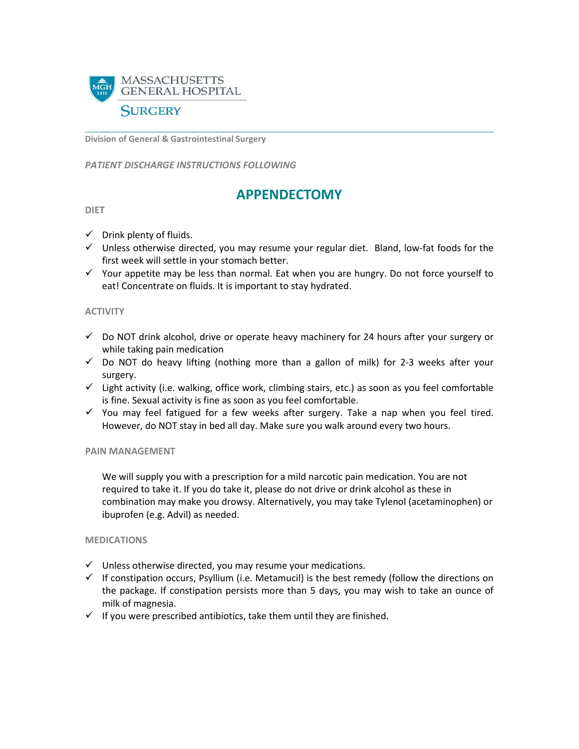MASSACHUSETTS GENERAL HOSPITAL

SURGERY

**Division of General & Gastrointestinal Surgery**

***PATIENT DISCHARGE INSTRUCTIONS FOLLOWING***

# APPENDECTOMY

## DIET

- ✓ Drink plenty of fluids.
- ✓ Unless otherwise directed, you may resume your regular diet. Bland, low-fat foods for the first week will settle in your stomach better.
- ✓ Your appetite may be less than normal. Eat when you are hungry. Do not force yourself to eat! Concentrate on fluids. It is important to stay hydrated.

## ACTIVITY

- ✓ Do NOT drink alcohol, drive or operate heavy machinery for 24 hours after your surgery or while taking pain medication
- ✓ Do NOT do heavy lifting (nothing more than a gallon of milk) for 2-3 weeks after your surgery.
- ✓ Light activity (i.e. walking, office work, climbing stairs, etc.) as soon as you feel comfortable is fine. Sexual activity is fine as soon as you feel comfortable.
- ✓ You may feel fatigued for a few weeks after surgery. Take a nap when you feel tired. However, do NOT stay in bed all day. Make sure you walk around every two hours.

## PAIN MANAGEMENT

We will supply you with a prescription for a mild narcotic pain medication. You are not required to take it. If you do take it, please do not drive or drink alcohol as these in combination may make you drowsy. Alternatively, you may take Tylenol (acetaminophen) or ibuprofen (e.g. Advil) as needed.

## MEDICATIONS

- ✓ Unless otherwise directed, you may resume your medications.
- ✓ If constipation occurs, Psyllium (i.e. Metamucil) is the best remedy (follow the directions on the package. If constipation persists more than 5 days, you may wish to take an ounce of milk of magnesia.
- ✓ If you were prescribed antibiotics, take them until they are finished.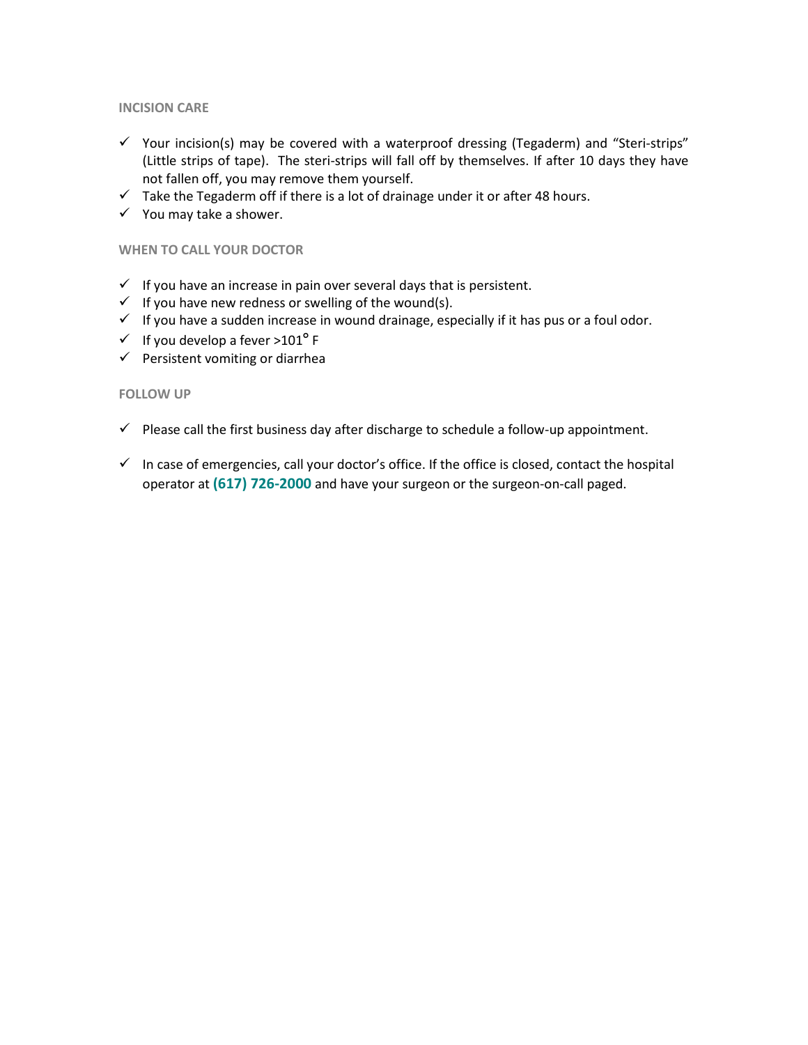## INCISION CARE

- ✓ Your incision(s) may be covered with a waterproof dressing (Tegaderm) and "Steri-strips" (Little strips of tape). The steri-strips will fall off by themselves. If after 10 days they have not fallen off, you may remove them yourself.
- ✓ Take the Tegaderm off if there is a lot of drainage under it or after 48 hours.
- ✓ You may take a shower.

## WHEN TO CALL YOUR DOCTOR

- ✓ If you have an increase in pain over several days that is persistent.
- ✓ If you have new redness or swelling of the wound(s).
- ✓ If you have a sudden increase in wound drainage, especially if it has pus or a foul odor.
- ✓ If you develop a fever >101° F
- ✓ Persistent vomiting or diarrhea

## FOLLOW UP

- ✓ Please call the first business day after discharge to schedule a follow-up appointment.

- ✓ In case of emergencies, call your doctor's office. If the office is closed, contact the hospital operator at **(617) 726-2000** and have your surgeon or the surgeon-on-call paged.